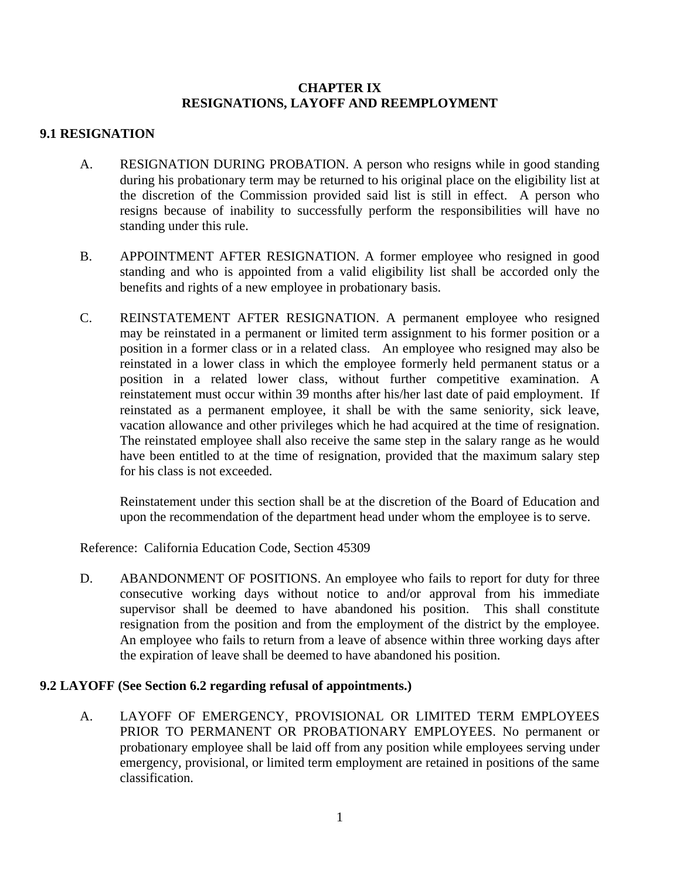# CHAPTER IX
# RESIGNATIONS, LAYOFF AND REEMPLOYMENT

## 9.1 RESIGNATION

A. RESIGNATION DURING PROBATION. A person who resigns while in good standing during his probationary term may be returned to his original place on the eligibility list at the discretion of the Commission provided said list is still in effect. A person who resigns because of inability to successfully perform the responsibilities will have no standing under this rule.

B. APPOINTMENT AFTER RESIGNATION. A former employee who resigned in good standing and who is appointed from a valid eligibility list shall be accorded only the benefits and rights of a new employee in probationary basis.

C. REINSTATEMENT AFTER RESIGNATION. A permanent employee who resigned may be reinstated in a permanent or limited term assignment to his former position or a position in a former class or in a related class. An employee who resigned may also be reinstated in a lower class in which the employee formerly held permanent status or a position in a related lower class, without further competitive examination. A reinstatement must occur within 39 months after his/her last date of paid employment. If reinstated as a permanent employee, it shall be with the same seniority, sick leave, vacation allowance and other privileges which he had acquired at the time of resignation. The reinstated employee shall also receive the same step in the salary range as he would have been entitled to at the time of resignation, provided that the maximum salary step for his class is not exceeded.

   Reinstatement under this section shall be at the discretion of the Board of Education and upon the recommendation of the department head under whom the employee is to serve.

Reference: California Education Code, Section 45309

D. ABANDONMENT OF POSITIONS. An employee who fails to report for duty for three consecutive working days without notice to and/or approval from his immediate supervisor shall be deemed to have abandoned his position. This shall constitute resignation from the position and from the employment of the district by the employee. An employee who fails to return from a leave of absence within three working days after the expiration of leave shall be deemed to have abandoned his position.

## 9.2 LAYOFF (See Section 6.2 regarding refusal of appointments.)

A. LAYOFF OF EMERGENCY, PROVISIONAL OR LIMITED TERM EMPLOYEES PRIOR TO PERMANENT OR PROBATIONARY EMPLOYEES. No permanent or probationary employee shall be laid off from any position while employees serving under emergency, provisional, or limited term employment are retained in positions of the same classification.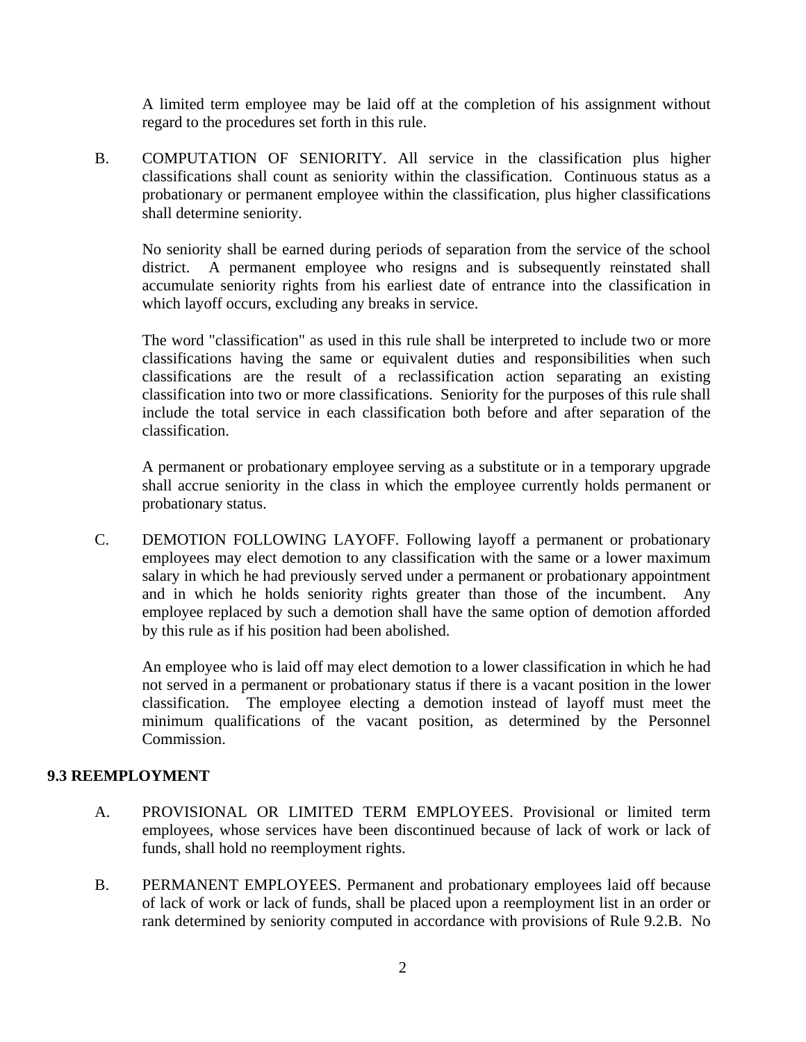A limited term employee may be laid off at the completion of his assignment without regard to the procedures set forth in this rule.

B. COMPUTATION OF SENIORITY. All service in the classification plus higher classifications shall count as seniority within the classification. Continuous status as a probationary or permanent employee within the classification, plus higher classifications shall determine seniority.

No seniority shall be earned during periods of separation from the service of the school district. A permanent employee who resigns and is subsequently reinstated shall accumulate seniority rights from his earliest date of entrance into the classification in which layoff occurs, excluding any breaks in service.

The word "classification" as used in this rule shall be interpreted to include two or more classifications having the same or equivalent duties and responsibilities when such classifications are the result of a reclassification action separating an existing classification into two or more classifications. Seniority for the purposes of this rule shall include the total service in each classification both before and after separation of the classification.

A permanent or probationary employee serving as a substitute or in a temporary upgrade shall accrue seniority in the class in which the employee currently holds permanent or probationary status.

C. DEMOTION FOLLOWING LAYOFF. Following layoff a permanent or probationary employees may elect demotion to any classification with the same or a lower maximum salary in which he had previously served under a permanent or probationary appointment and in which he holds seniority rights greater than those of the incumbent. Any employee replaced by such a demotion shall have the same option of demotion afforded by this rule as if his position had been abolished.

An employee who is laid off may elect demotion to a lower classification in which he had not served in a permanent or probationary status if there is a vacant position in the lower classification. The employee electing a demotion instead of layoff must meet the minimum qualifications of the vacant position, as determined by the Personnel Commission.

## 9.3 REEMPLOYMENT

A. PROVISIONAL OR LIMITED TERM EMPLOYEES. Provisional or limited term employees, whose services have been discontinued because of lack of work or lack of funds, shall hold no reemployment rights.

B. PERMANENT EMPLOYEES. Permanent and probationary employees laid off because of lack of work or lack of funds, shall be placed upon a reemployment list in an order or rank determined by seniority computed in accordance with provisions of Rule 9.2.B. No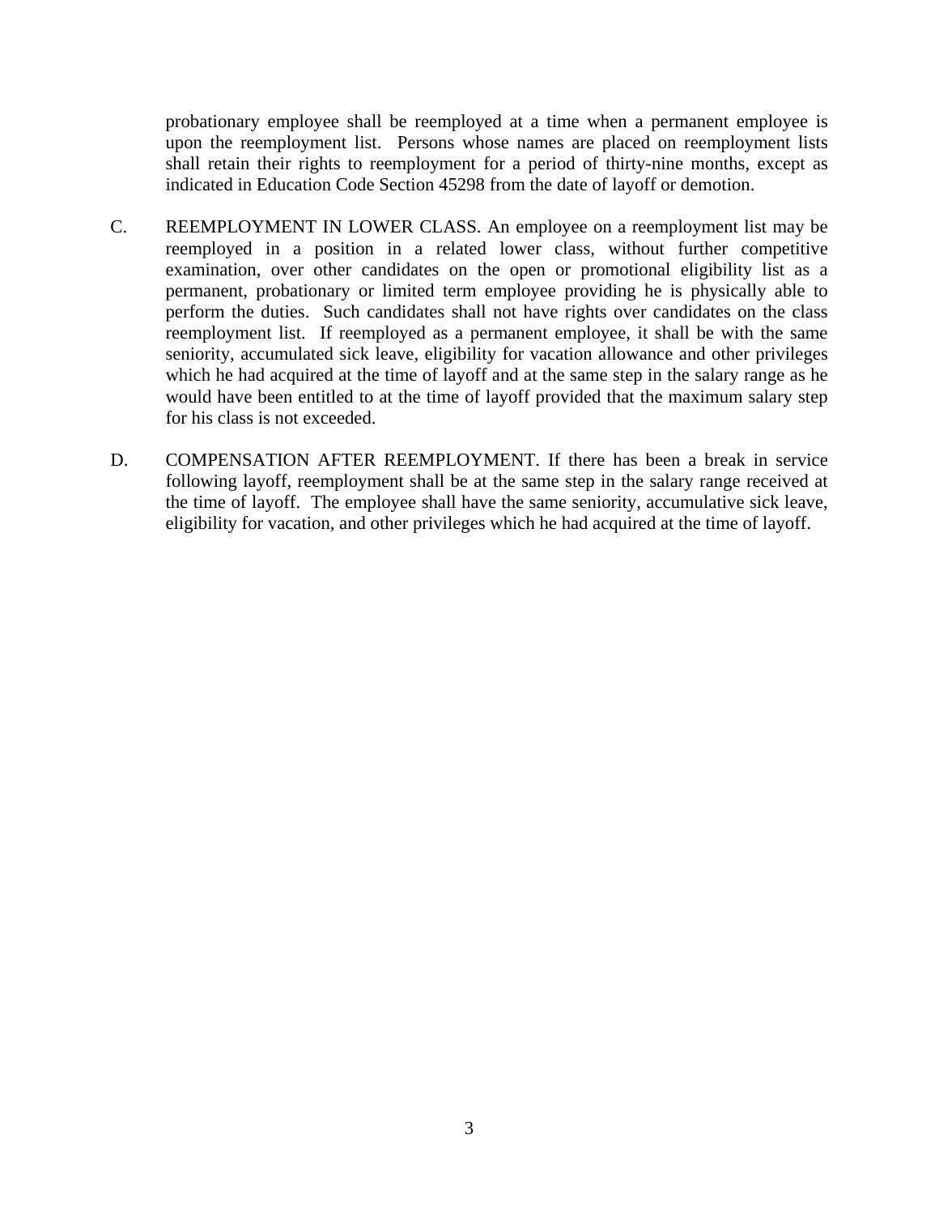probationary employee shall be reemployed at a time when a permanent employee is upon the reemployment list. Persons whose names are placed on reemployment lists shall retain their rights to reemployment for a period of thirty-nine months, except as indicated in Education Code Section 45298 from the date of layoff or demotion.

C. REEMPLOYMENT IN LOWER CLASS. An employee on a reemployment list may be reemployed in a position in a related lower class, without further competitive examination, over other candidates on the open or promotional eligibility list as a permanent, probationary or limited term employee providing he is physically able to perform the duties. Such candidates shall not have rights over candidates on the class reemployment list. If reemployed as a permanent employee, it shall be with the same seniority, accumulated sick leave, eligibility for vacation allowance and other privileges which he had acquired at the time of layoff and at the same step in the salary range as he would have been entitled to at the time of layoff provided that the maximum salary step for his class is not exceeded.

D. COMPENSATION AFTER REEMPLOYMENT. If there has been a break in service following layoff, reemployment shall be at the same step in the salary range received at the time of layoff. The employee shall have the same seniority, accumulative sick leave, eligibility for vacation, and other privileges which he had acquired at the time of layoff.